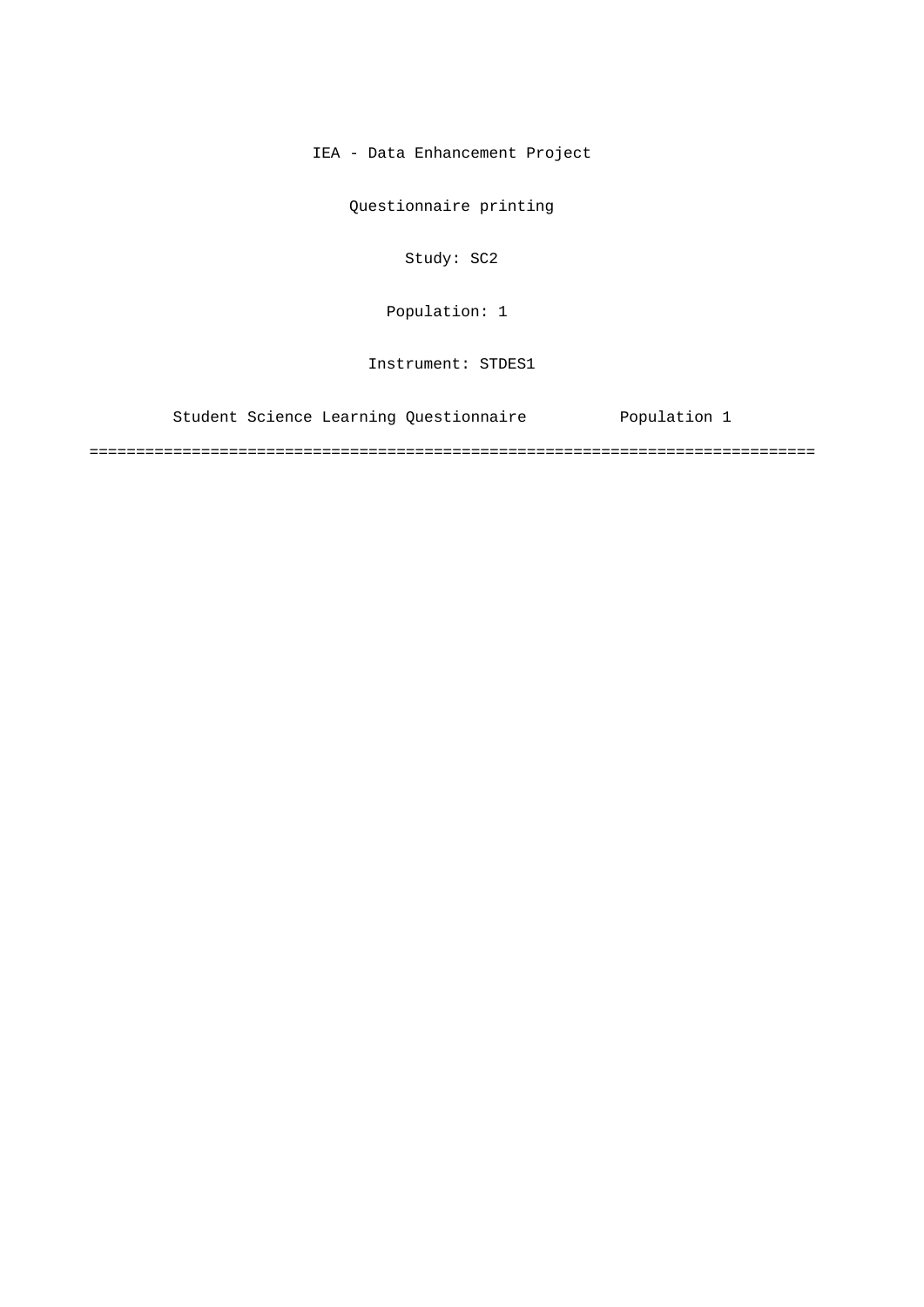IEA - Data Enhancement Project

Questionnaire printing

Study: SC2

Population: 1

Instrument: STDES1

Student Science Learning Questionnaire Population 1

===============================================================================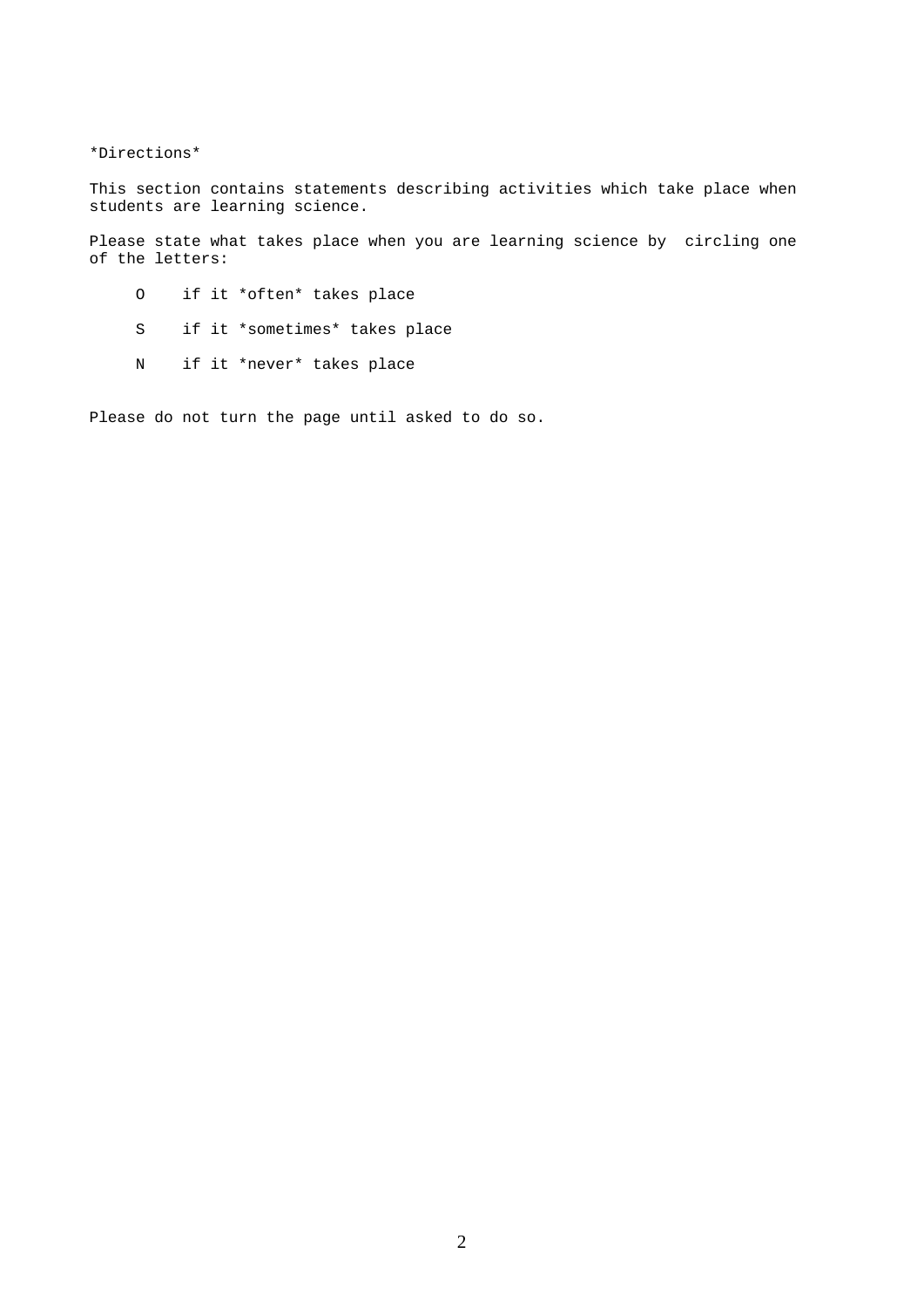*Directions*

This section contains statements describing activities which take place when students are learning science.

Please state what takes place when you are learning science by circling one of the letters:

- O if it *often* takes place
- S if it *sometimes* takes place
- N if it *never* takes place

Please do not turn the page until asked to do so.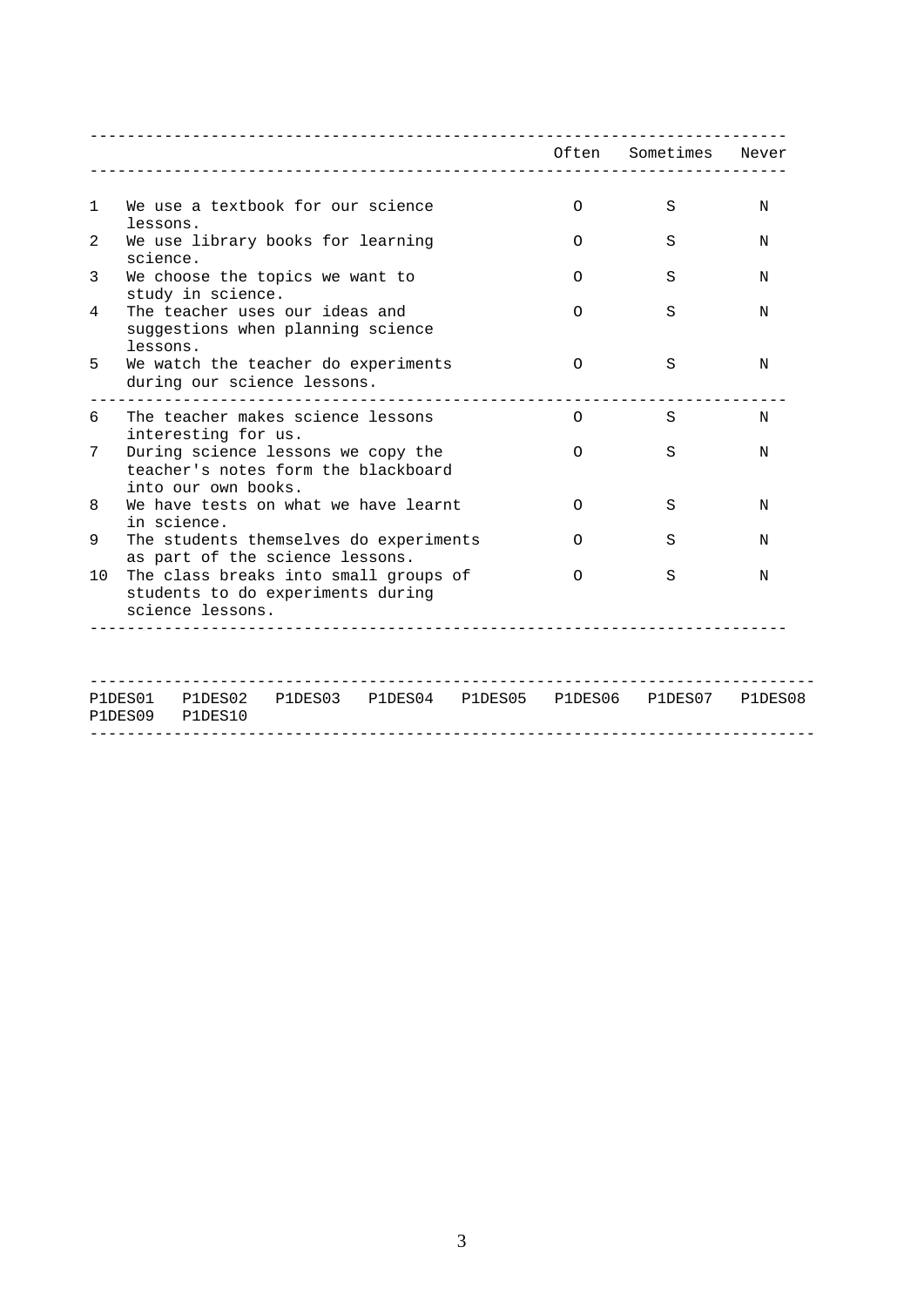| | | Often | Sometimes | Never |
|---|---|---|---|---|
| 1 | We use a textbook for our science lessons. | O | S | N |
| 2 | We use library books for learning science. | O | S | N |
| 3 | We choose the topics we want to study in science. | O | S | N |
| 4 | The teacher uses our ideas and suggestions when planning science lessons. | O | S | N |
| 5 | We watch the teacher do experiments during our science lessons. | O | S | N |
| 6 | The teacher makes science lessons interesting for us. | O | S | N |
| 7 | During science lessons we copy the teacher's notes form the blackboard into our own books. | O | S | N |
| 8 | We have tests on what we have learnt in science. | O | S | N |
| 9 | The students themselves do experiments as part of the science lessons. | O | S | N |
| 10 | The class breaks into small groups of students to do experiments during science lessons. | O | S | N |

P1DES01 P1DES02 P1DES03 P1DES04 P1DES05 P1DES06 P1DES07 P1DES08
P1DES09 P1DES10